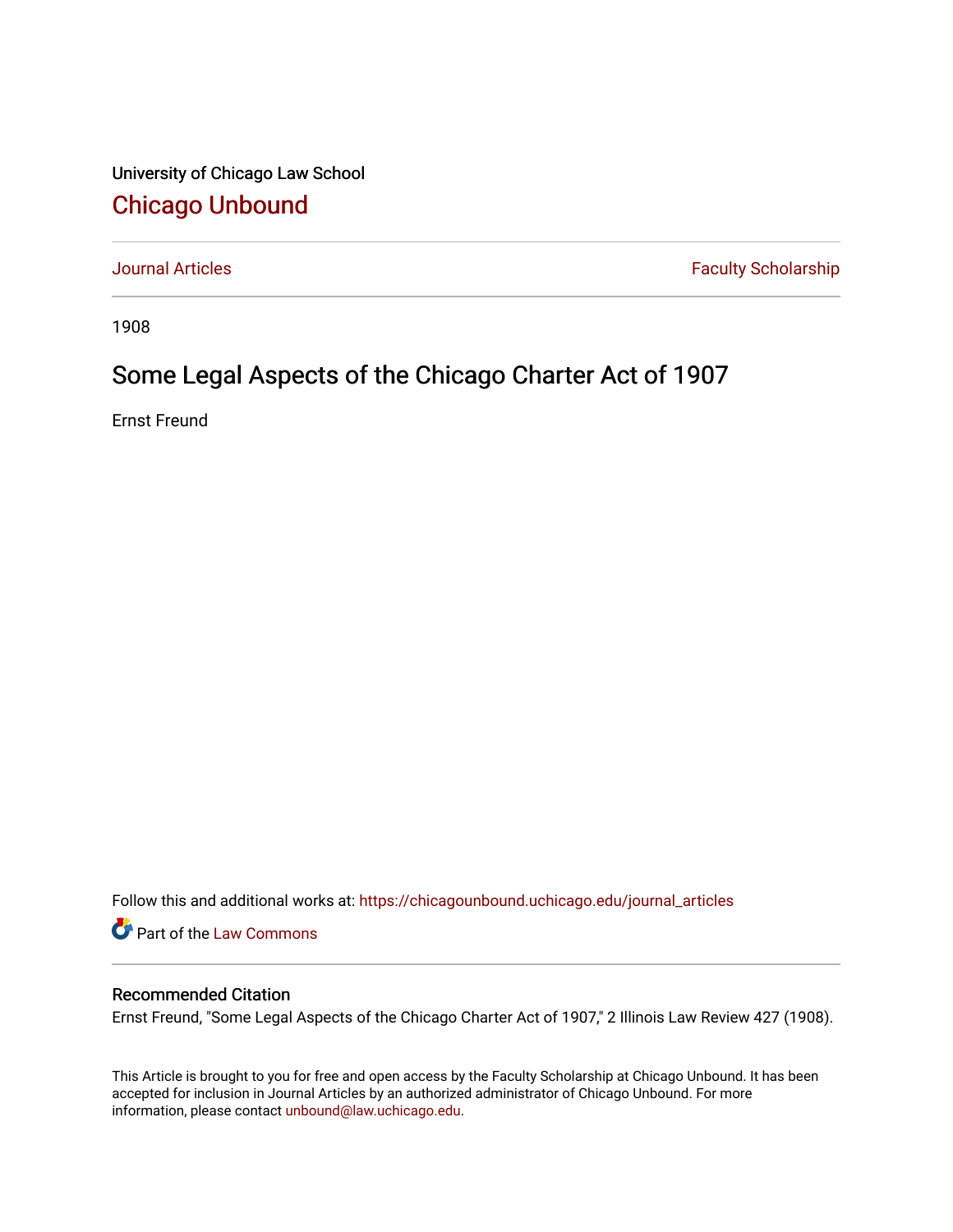University of Chicago Law School

# Chicago Unbound

Journal Articles | Faculty Scholarship

1908

## Some Legal Aspects of the Chicago Charter Act of 1907

Ernst Freund

Follow this and additional works at: https://chicagounbound.uchicago.edu/journal_articles

Part of the Law Commons

### Recommended Citation

Ernst Freund, "Some Legal Aspects of the Chicago Charter Act of 1907," 2 Illinois Law Review 427 (1908).

This Article is brought to you for free and open access by the Faculty Scholarship at Chicago Unbound. It has been accepted for inclusion in Journal Articles by an authorized administrator of Chicago Unbound. For more information, please contact unbound@law.uchicago.edu.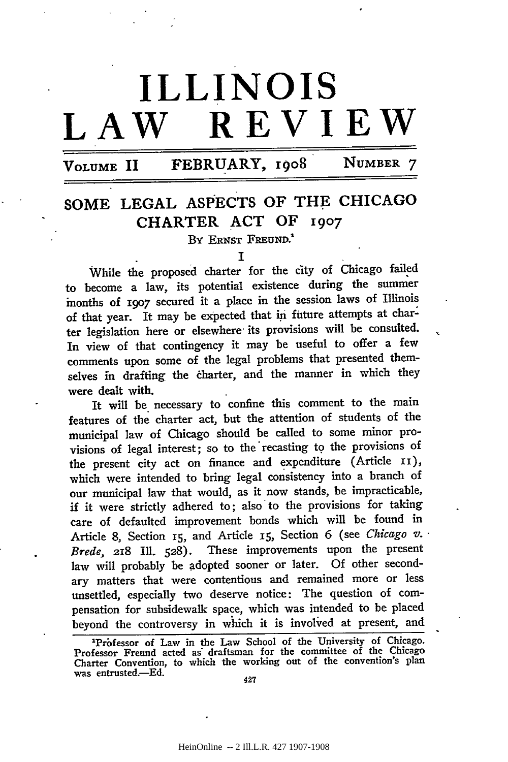# ILLINOIS LAW REVIEW

VOLUME II FEBRUARY, 1908 NUMBER 7

## SOME LEGAL ASPECTS OF THE CHICAGO CHARTER ACT OF 1907

By ERNST FREUND.[1]

I

While the proposed charter for the city of Chicago failed to become a law, its potential existence during the summer months of 1907 secured it a place in the session laws of Illinois of that year. It may be expected that in future attempts at charter legislation here or elsewhere its provisions will be consulted. In view of that contingency it may be useful to offer a few comments upon some of the legal problems that presented themselves in drafting the charter, and the manner in which they were dealt with.

It will be necessary to confine this comment to the main features of the charter act, but the attention of students of the municipal law of Chicago should be called to some minor provisions of legal interest; so to the recasting to the provisions of the present city act on finance and expenditure (Article 11), which were intended to bring legal consistency into a branch of our municipal law that would, as it now stands, be impracticable, if it were strictly adhered to; also to the provisions for taking care of defaulted improvement bonds which will be found in Article 8, Section 15, and Article 15, Section 6 (see *Chicago v. Brede*, 218 Ill. 528). These improvements upon the present law will probably be adopted sooner or later. Of other secondary matters that were contentious and remained more or less unsettled, especially two deserve notice: The question of compensation for subsidewalk space, which was intended to be placed beyond the controversy in which it is involved at present, and

[1] Professor of Law in the Law School of the University of Chicago. Professor Freund acted as draftsman for the committee of the Chicago Charter Convention, to which the working out of the convention's plan was entrusted.—Ed.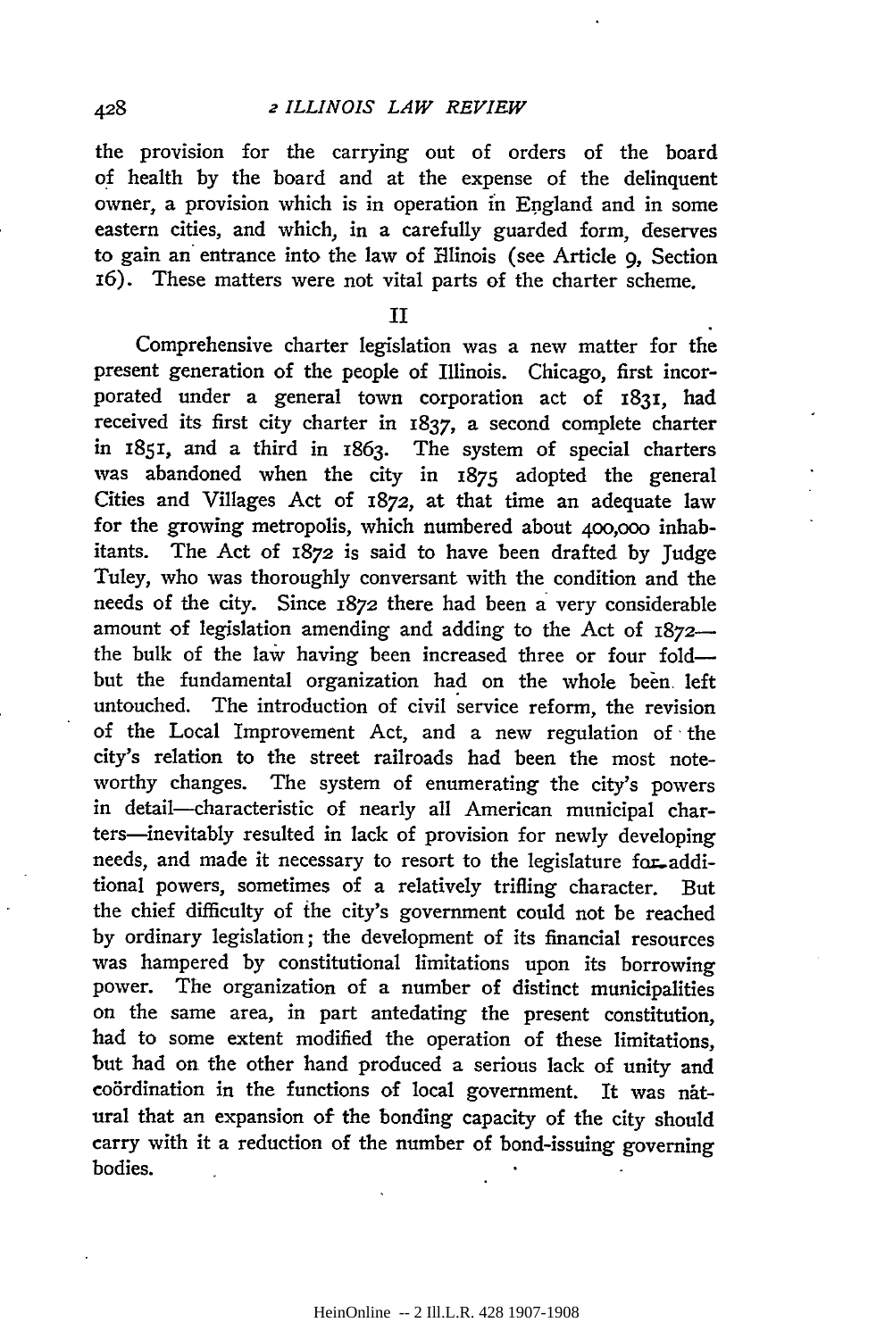the provision for the carrying out of orders of the board of health by the board and at the expense of the delinquent owner, a provision which is in operation in England and in some eastern cities, and which, in a carefully guarded form, deserves to gain an entrance into the law of Illinois (see Article 9, Section 16). These matters were not vital parts of the charter scheme.

## II

Comprehensive charter legislation was a new matter for the present generation of the people of Illinois. Chicago, first incorporated under a general town corporation act of 1831, had received its first city charter in 1837, a second complete charter in 1851, and a third in 1863. The system of special charters was abandoned when the city in 1875 adopted the general Cities and Villages Act of 1872, at that time an adequate law for the growing metropolis, which numbered about 400,000 inhabitants. The Act of 1872 is said to have been drafted by Judge Tuley, who was thoroughly conversant with the condition and the needs of the city. Since 1872 there had been a very considerable amount of legislation amending and adding to the Act of 1872—the bulk of the law having been increased three or four fold—but the fundamental organization had on the whole been left untouched. The introduction of civil service reform, the revision of the Local Improvement Act, and a new regulation of the city's relation to the street railroads had been the most noteworthy changes. The system of enumerating the city's powers in detail—characteristic of nearly all American municipal charters—inevitably resulted in lack of provision for newly developing needs, and made it necessary to resort to the legislature for additional powers, sometimes of a relatively trifling character. But the chief difficulty of the city's government could not be reached by ordinary legislation; the development of its financial resources was hampered by constitutional limitations upon its borrowing power. The organization of a number of distinct municipalities on the same area, in part antedating the present constitution, had to some extent modified the operation of these limitations, but had on the other hand produced a serious lack of unity and coördination in the functions of local government. It was natural that an expansion of the bonding capacity of the city should carry with it a reduction of the number of bond-issuing governing bodies.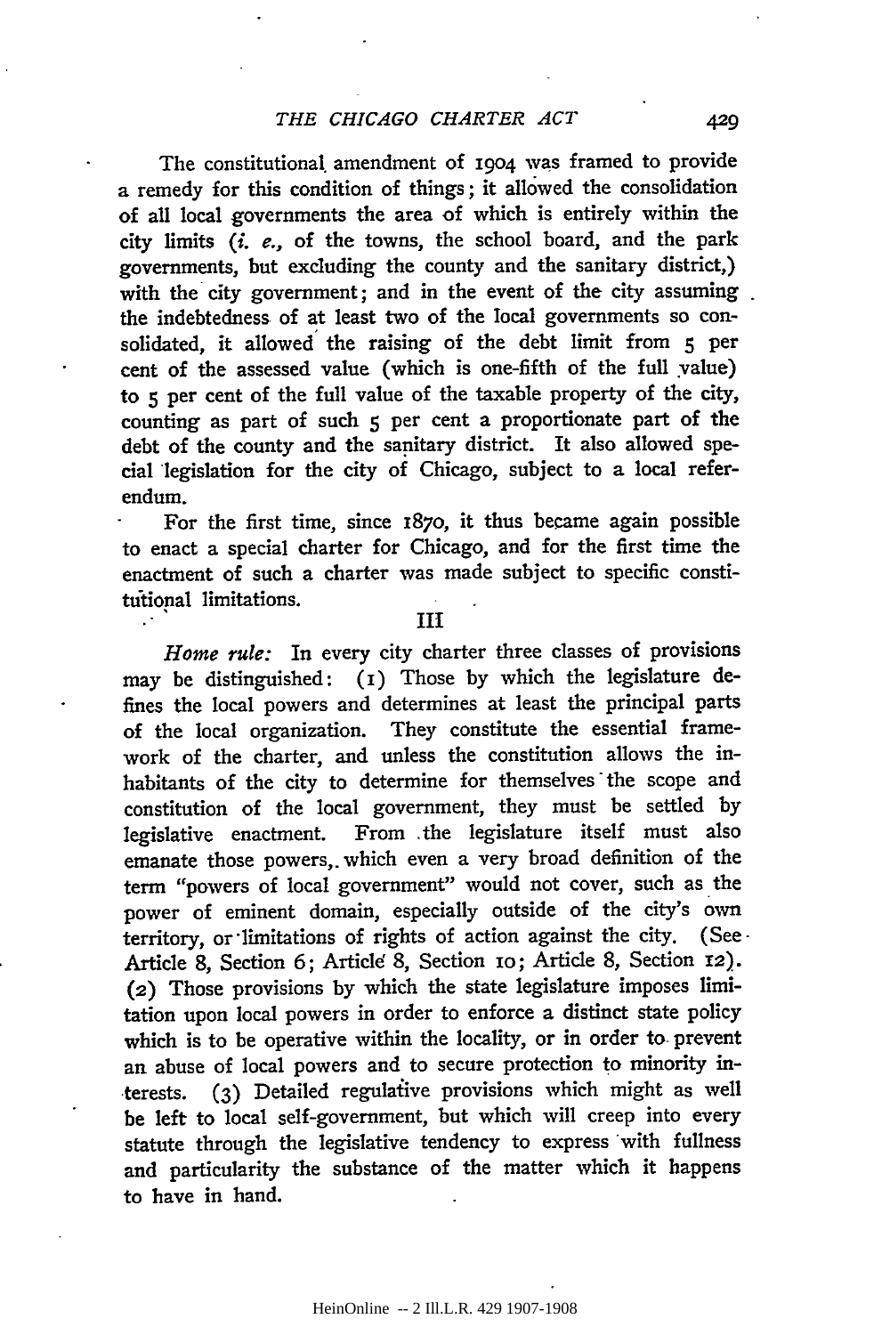The constitutional amendment of 1904 was framed to provide a remedy for this condition of things; it allowed the consolidation of all local governments the area of which is entirely within the city limits (*i. e.,* of the towns, the school board, and the park governments, but excluding the county and the sanitary district,) with the city government; and in the event of the city assuming the indebtedness of at least two of the local governments so consolidated, it allowed the raising of the debt limit from 5 per cent of the assessed value (which is one-fifth of the full value) to 5 per cent of the full value of the taxable property of the city, counting as part of such 5 per cent a proportionate part of the debt of the county and the sanitary district. It also allowed special legislation for the city of Chicago, subject to a local referendum.

For the first time, since 1870, it thus became again possible to enact a special charter for Chicago, and for the first time the enactment of such a charter was made subject to specific constitutional limitations.

## III

*Home rule:* In every city charter three classes of provisions may be distinguished: (1) Those by which the legislature defines the local powers and determines at least the principal parts of the local organization. They constitute the essential framework of the charter, and unless the constitution allows the inhabitants of the city to determine for themselves the scope and constitution of the local government, they must be settled by legislative enactment. From the legislature itself must also emanate those powers, which even a very broad definition of the term "powers of local government" would not cover, such as the power of eminent domain, especially outside of the city's own territory, or limitations of rights of action against the city. (See Article 8, Section 6; Article 8, Section 10; Article 8, Section 12). (2) Those provisions by which the state legislature imposes limitation upon local powers in order to enforce a distinct state policy which is to be operative within the locality, or in order to prevent an abuse of local powers and to secure protection to minority interests. (3) Detailed regulative provisions which might as well be left to local self-government, but which will creep into every statute through the legislative tendency to express with fullness and particularity the substance of the matter which it happens to have in hand.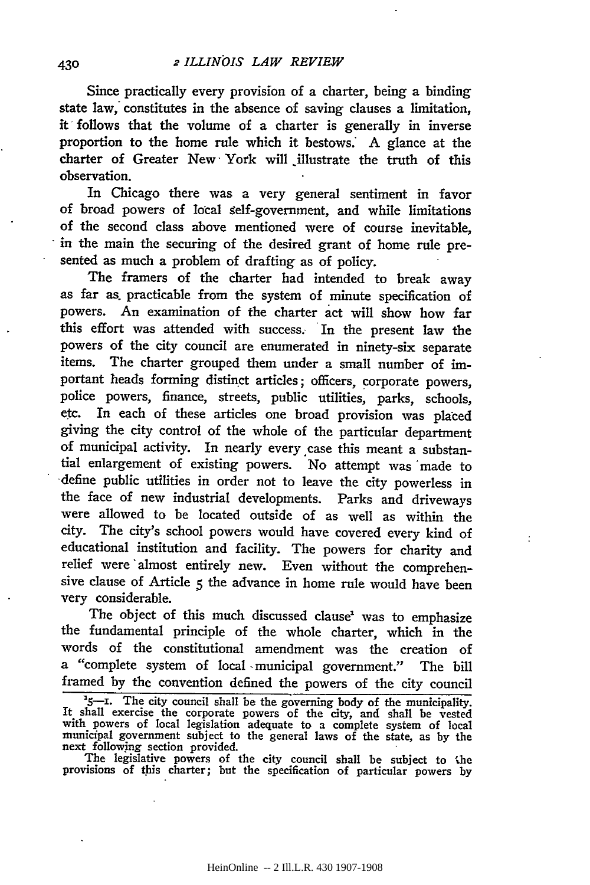Since practically every provision of a charter, being a binding state law, constitutes in the absence of saving clauses a limitation, it follows that the volume of a charter is generally in inverse proportion to the home rule which it bestows. A glance at the charter of Greater New York will illustrate the truth of this observation.

In Chicago there was a very general sentiment in favor of broad powers of local self-government, and while limitations of the second class above mentioned were of course inevitable, in the main the securing of the desired grant of home rule presented as much a problem of drafting as of policy.

The framers of the charter had intended to break away as far as practicable from the system of minute specification of powers. An examination of the charter act will show how far this effort was attended with success. In the present law the powers of the city council are enumerated in ninety-six separate items. The charter grouped them under a small number of important heads forming distinct articles; officers, corporate powers, police powers, finance, streets, public utilities, parks, schools, etc. In each of these articles one broad provision was placed giving the city control of the whole of the particular department of municipal activity. In nearly every case this meant a substantial enlargement of existing powers. No attempt was made to define public utilities in order not to leave the city powerless in the face of new industrial developments. Parks and driveways were allowed to be located outside of as well as within the city. The city's school powers would have covered every kind of educational institution and facility. The powers for charity and relief were almost entirely new. Even without the comprehensive clause of Article 5 the advance in home rule would have been very considerable.

The object of this much discussed clause[1] was to emphasize the fundamental principle of the whole charter, which in the words of the constitutional amendment was the creation of a "complete system of local municipal government." The bill framed by the convention defined the powers of the city council

---

[1] 5—1. The city council shall be the governing body of the municipality. It shall exercise the corporate powers of the city, and shall be vested with powers of local legislation adequate to a complete system of local municipal government subject to the general laws of the state, as by the next following section provided.

The legislative powers of the city council shall be subject to the provisions of this charter; but the specification of particular powers by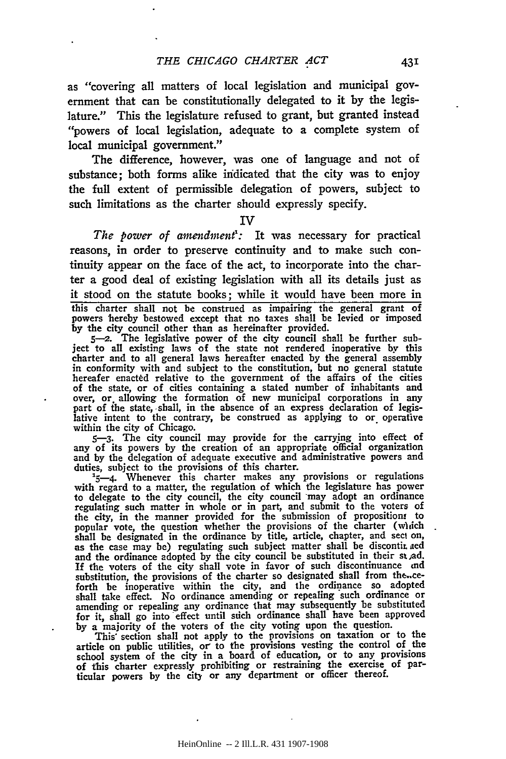as "covering all matters of local legislation and municipal government that can be constitutionally delegated to it by the legislature." This the legislature refused to grant, but granted instead "powers of local legislation, adequate to a complete system of local municipal government."

The difference, however, was one of language and not of substance; both forms alike indicated that the city was to enjoy the full extent of permissible delegation of powers, subject to such limitations as the charter should expressly specify.

IV

*The power of amendment*[1]: It was necessary for practical reasons, in order to preserve continuity and to make such continuity appear on the face of the act, to incorporate into the charter a good deal of existing legislation with all its details just as it stood on the statute books; while it would have been more in

---

this charter shall not be construed as impairing the general grant of powers hereby bestowed except that no taxes shall be levied or imposed by the city council other than as hereinafter provided.

5—2. The legislative power of the city council shall be further subject to all existing laws of the state not rendered inoperative by this charter and to all general laws hereafter enacted by the general assembly in conformity with and subject to the constitution, but no general statute hereafer enacted relative to the government of the affairs of the cities of the state, or of cities containing a stated number of inhabitants and over, or allowing the formation of new municipal corporations in any part of the state, shall, in the absence of an express declaration of legislative intent to the contrary, be construed as applying to or operative within the city of Chicago.

5—3. The city council may provide for the carrying into effect of any of its powers by the creation of an appropriate official organization and by the delegation of adequate executive and administrative powers and duties, subject to the provisions of this charter.

[1]5—4. Whenever this charter makes any provisions or regulations with regard to a matter, the regulation of which the legislature has power to delegate to the city council, the city council may adopt an ordinance regulating such matter in whole or in part, and submit to the voters of the city, in the manner provided for the submission of propositions to popular vote, the question whether the provisions of the charter (which shall be designated in the ordinance by title, article, chapter, and section, as the case may be) regulating such subject matter shall be discontinued and the ordinance adopted by the city council be substituted in their stead. If the voters of the city shall vote in favor of such discontinuance and substitution, the provisions of the charter so designated shall from thenceforth be inoperative within the city, and the ordinance so adopted shall take effect. No ordinance amending or repealing such ordinance or amending or repealing any ordinance that may subsequently be substituted for it, shall go into effect until such ordinance shall have been approved by a majority of the voters of the city voting upon the question.

This section shall not apply to the provisions on taxation or to the article on public utilities, or to the provisions vesting the control of the school system of the city in a board of education, or to any provisions of this charter expressly prohibiting or restraining the exercise of particular powers by the city or any department or officer thereof.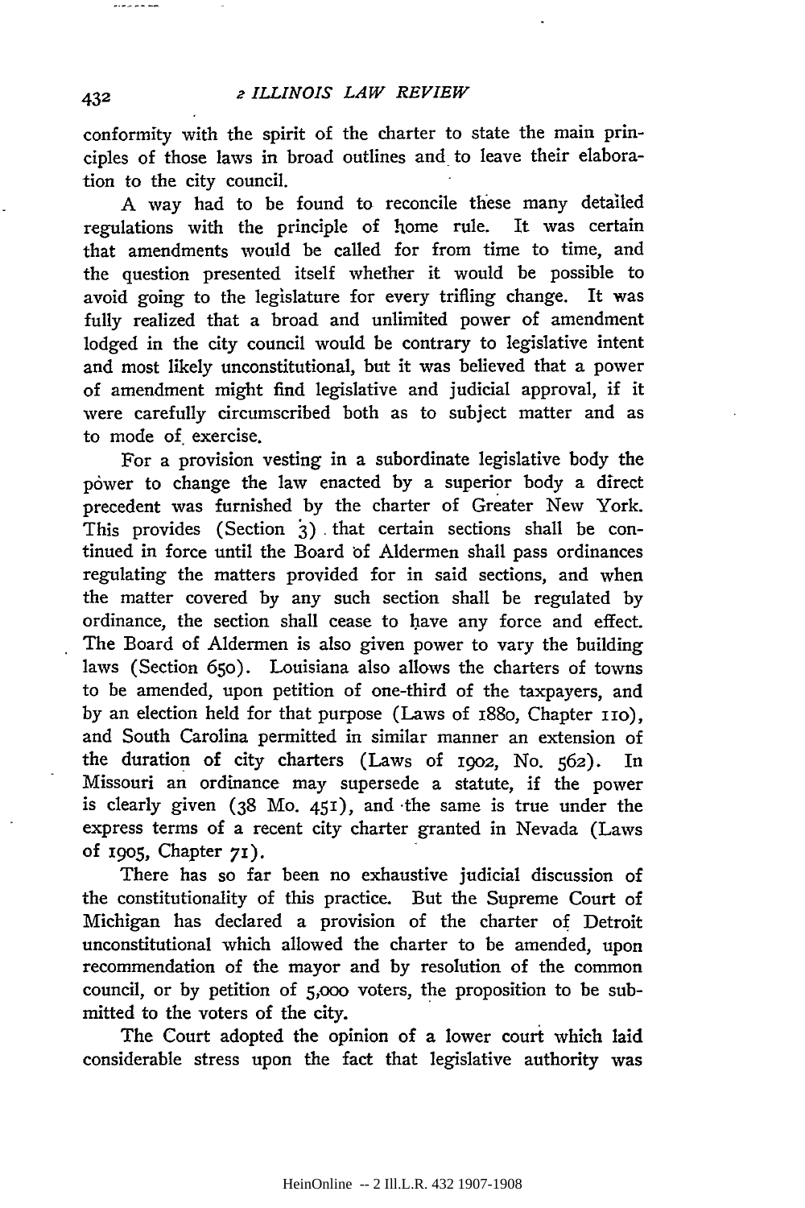conformity with the spirit of the charter to state the main principles of those laws in broad outlines and to leave their elaboration to the city council.

A way had to be found to reconcile these many detailed regulations with the principle of home rule. It was certain that amendments would be called for from time to time, and the question presented itself whether it would be possible to avoid going to the legislature for every trifling change. It was fully realized that a broad and unlimited power of amendment lodged in the city council would be contrary to legislative intent and most likely unconstitutional, but it was believed that a power of amendment might find legislative and judicial approval, if it were carefully circumscribed both as to subject matter and as to mode of exercise.

For a provision vesting in a subordinate legislative body the power to change the law enacted by a superior body a direct precedent was furnished by the charter of Greater New York. This provides (Section 3) that certain sections shall be continued in force until the Board of Aldermen shall pass ordinances regulating the matters provided for in said sections, and when the matter covered by any such section shall be regulated by ordinance, the section shall cease to have any force and effect. The Board of Aldermen is also given power to vary the building laws (Section 650). Louisiana also allows the charters of towns to be amended, upon petition of one-third of the taxpayers, and by an election held for that purpose (Laws of 1880, Chapter 110), and South Carolina permitted in similar manner an extension of the duration of city charters (Laws of 1902, No. 562). In Missouri an ordinance may supersede a statute, if the power is clearly given (38 Mo. 451), and the same is true under the express terms of a recent city charter granted in Nevada (Laws of 1905, Chapter 71).

There has so far been no exhaustive judicial discussion of the constitutionality of this practice. But the Supreme Court of Michigan has declared a provision of the charter of Detroit unconstitutional which allowed the charter to be amended, upon recommendation of the mayor and by resolution of the common council, or by petition of 5,000 voters, the proposition to be submitted to the voters of the city.

The Court adopted the opinion of a lower court which laid considerable stress upon the fact that legislative authority was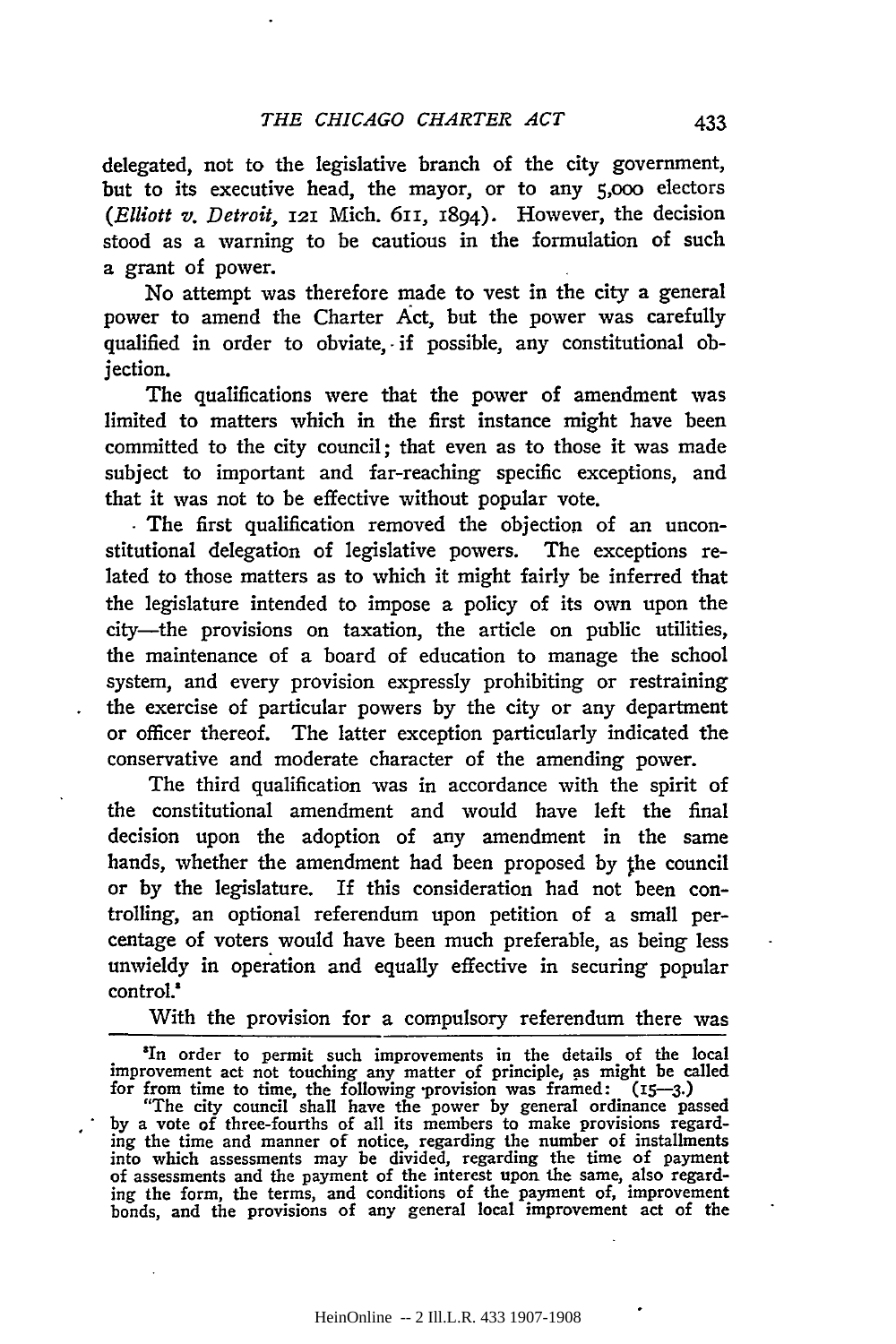delegated, not to the legislative branch of the city government, but to its executive head, the mayor, or to any 5,000 electors (*Elliott v. Detroit*, 121 Mich. 611, 1894). However, the decision stood as a warning to be cautious in the formulation of such a grant of power.

No attempt was therefore made to vest in the city a general power to amend the Charter Act, but the power was carefully qualified in order to obviate, if possible, any constitutional objection.

The qualifications were that the power of amendment was limited to matters which in the first instance might have been committed to the city council; that even as to those it was made subject to important and far-reaching specific exceptions, and that it was not to be effective without popular vote.

The first qualification removed the objection of an unconstitutional delegation of legislative powers. The exceptions related to those matters as to which it might fairly be inferred that the legislature intended to impose a policy of its own upon the city—the provisions on taxation, the article on public utilities, the maintenance of a board of education to manage the school system, and every provision expressly prohibiting or restraining the exercise of particular powers by the city or any department or officer thereof. The latter exception particularly indicated the conservative and moderate character of the amending power.

The third qualification was in accordance with the spirit of the constitutional amendment and would have left the final decision upon the adoption of any amendment in the same hands, whether the amendment had been proposed by the council or by the legislature. If this consideration had not been controlling, an optional referendum upon petition of a small percentage of voters would have been much preferable, as being less unwieldy in operation and equally effective in securing popular control.[8]

With the provision for a compulsory referendum there was

---

[8] In order to permit such improvements in the details of the local improvement act not touching any matter of principle, as might be called for from time to time, the following provision was framed: (15—3.)

"The city council shall have the power by general ordinance passed by a vote of three-fourths of all its members to make provisions regarding the time and manner of notice, regarding the number of installments into which assessments may be divided, regarding the time of payment of assessments and the payment of the interest upon the same, also regarding the form, the terms, and conditions of the payment of, improvement bonds, and the provisions of any general local improvement act of the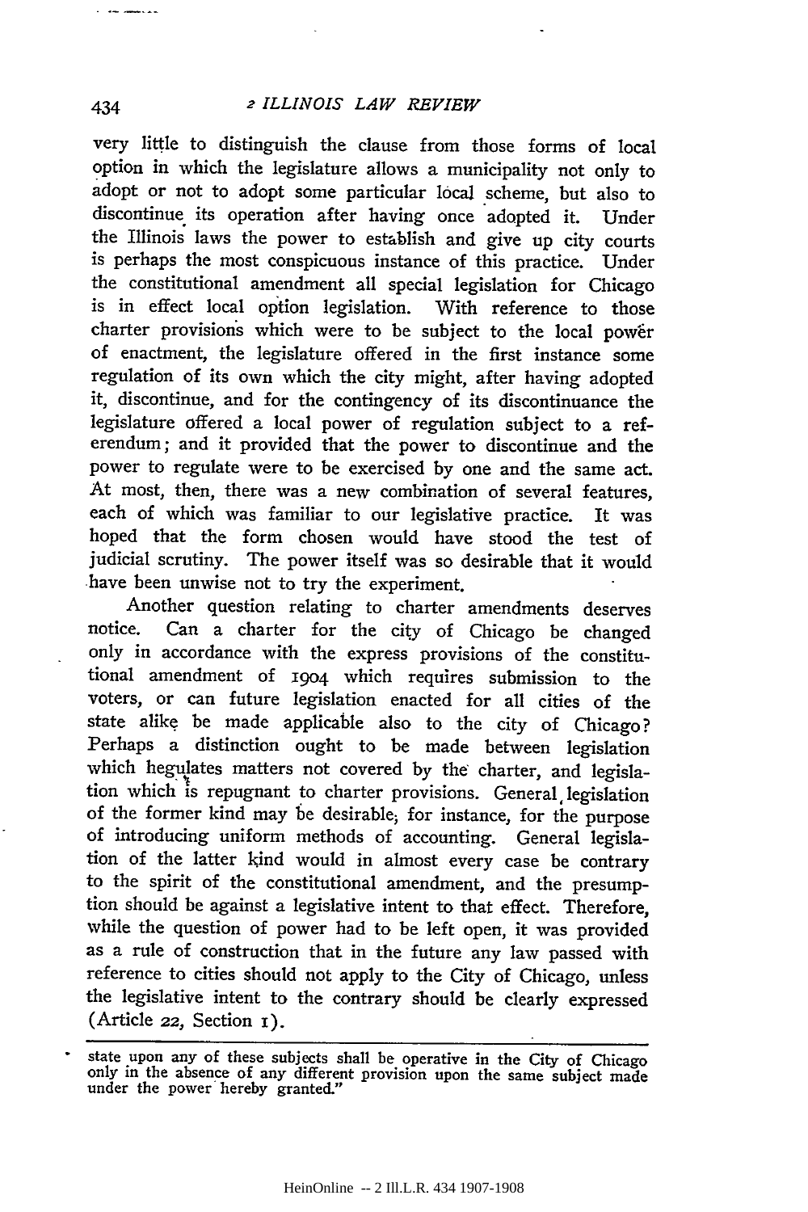very little to distinguish the clause from those forms of local option in which the legislature allows a municipality not only to adopt or not to adopt some particular local scheme, but also to discontinue its operation after having once adopted it. Under the Illinois laws the power to establish and give up city courts is perhaps the most conspicuous instance of this practice. Under the constitutional amendment all special legislation for Chicago is in effect local option legislation. With reference to those charter provisions which were to be subject to the local power of enactment, the legislature offered in the first instance some regulation of its own which the city might, after having adopted it, discontinue, and for the contingency of its discontinuance the legislature offered a local power of regulation subject to a referendum; and it provided that the power to discontinue and the power to regulate were to be exercised by one and the same act. At most, then, there was a new combination of several features, each of which was familiar to our legislative practice. It was hoped that the form chosen would have stood the test of judicial scrutiny. The power itself was so desirable that it would have been unwise not to try the experiment.

Another question relating to charter amendments deserves notice. Can a charter for the city of Chicago be changed only in accordance with the express provisions of the constitutional amendment of 1904 which requires submission to the voters, or can future legislation enacted for all cities of the state alike be made applicable also to the city of Chicago? Perhaps a distinction ought to be made between legislation which hegulates matters not covered by the charter, and legislation which is repugnant to charter provisions. General legislation of the former kind may be desirable, for instance, for the purpose of introducing uniform methods of accounting. General legislation of the latter kind would in almost every case be contrary to the spirit of the constitutional amendment, and the presumption should be against a legislative intent to that effect. Therefore, while the question of power had to be left open, it was provided as a rule of construction that in the future any law passed with reference to cities should not apply to the City of Chicago, unless the legislative intent to the contrary should be clearly expressed (Article 22, Section 1).

---

state upon any of these subjects shall be operative in the City of Chicago only in the absence of any different provision upon the same subject made under the power hereby granted."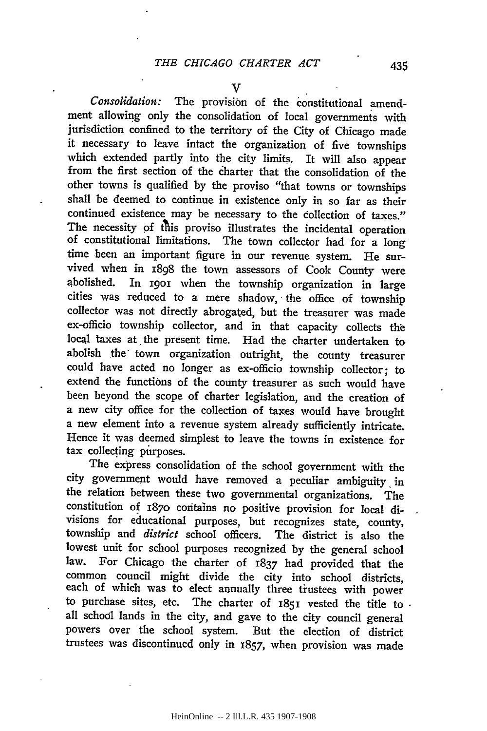## V

*Consolidation:* The provision of the constitutional amendment allowing only the consolidation of local governments with jurisdiction confined to the territory of the City of Chicago made it necessary to leave intact the organization of five townships which extended partly into the city limits. It will also appear from the first section of the charter that the consolidation of the other towns is qualified by the proviso "that towns or townships shall be deemed to continue in existence only in so far as their continued existence may be necessary to the collection of taxes." The necessity of this proviso illustrates the incidental operation of constitutional limitations. The town collector had for a long time been an important figure in our revenue system. He survived when in 1898 the town assessors of Cook County were abolished. In 1901 when the township organization in large cities was reduced to a mere shadow, the office of township collector was not directly abrogated, but the treasurer was made ex-officio township collector, and in that capacity collects the local taxes at the present time. Had the charter undertaken to abolish the town organization outright, the county treasurer could have acted no longer as ex-officio township collector; to extend the functions of the county treasurer as such would have been beyond the scope of charter legislation, and the creation of a new city office for the collection of taxes would have brought a new element into a revenue system already sufficiently intricate. Hence it was deemed simplest to leave the towns in existence for tax collecting purposes.

The express consolidation of the school government with the city government would have removed a peculiar ambiguity in the relation between these two governmental organizations. The constitution of 1870 contains no positive provision for local divisions for educational purposes, but recognizes state, county, township and *district* school officers. The district is also the lowest unit for school purposes recognized by the general school law. For Chicago the charter of 1837 had provided that the common council might divide the city into school districts, each of which was to elect annually three trustees with power to purchase sites, etc. The charter of 1851 vested the title to all school lands in the city, and gave to the city council general powers over the school system. But the election of district trustees was discontinued only in 1857, when provision was made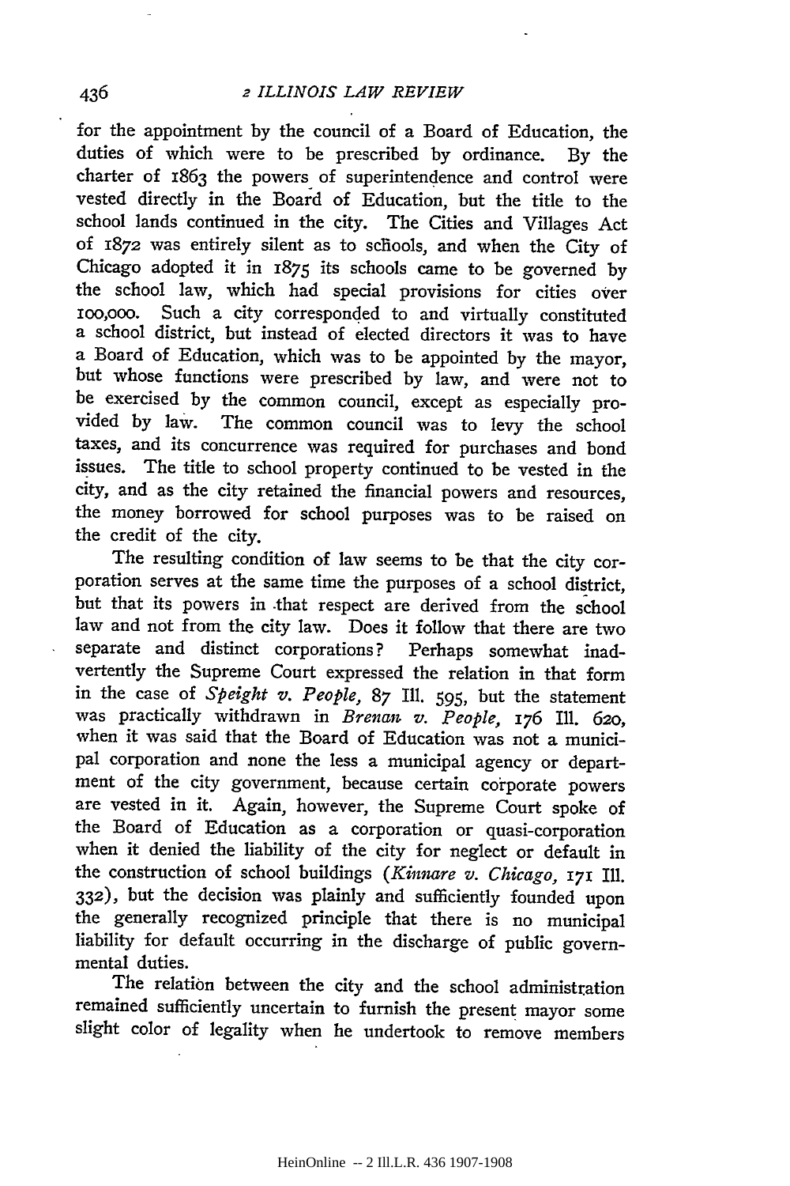for the appointment by the council of a Board of Education, the duties of which were to be prescribed by ordinance. By the charter of 1863 the powers of superintendence and control were vested directly in the Board of Education, but the title to the school lands continued in the city. The Cities and Villages Act of 1872 was entirely silent as to schools, and when the City of Chicago adopted it in 1875 its schools came to be governed by the school law, which had special provisions for cities over 100,000. Such a city corresponded to and virtually constituted a school district, but instead of elected directors it was to have a Board of Education, which was to be appointed by the mayor, but whose functions were prescribed by law, and were not to be exercised by the common council, except as especially provided by law. The common council was to levy the school taxes, and its concurrence was required for purchases and bond issues. The title to school property continued to be vested in the city, and as the city retained the financial powers and resources, the money borrowed for school purposes was to be raised on the credit of the city.

The resulting condition of law seems to be that the city corporation serves at the same time the purposes of a school district, but that its powers in that respect are derived from the school law and not from the city law. Does it follow that there are two separate and distinct corporations? Perhaps somewhat inadvertently the Supreme Court expressed the relation in that form in the case of *Speight v. People*, 87 Ill. 595, but the statement was practically withdrawn in *Brenan v. People*, 176 Ill. 620, when it was said that the Board of Education was not a municipal corporation and none the less a municipal agency or department of the city government, because certain corporate powers are vested in it. Again, however, the Supreme Court spoke of the Board of Education as a corporation or quasi-corporation when it denied the liability of the city for neglect or default in the construction of school buildings (*Kinnare v. Chicago*, 171 Ill. 332), but the decision was plainly and sufficiently founded upon the generally recognized principle that there is no municipal liability for default occurring in the discharge of public governmental duties.

The relation between the city and the school administration remained sufficiently uncertain to furnish the present mayor some slight color of legality when he undertook to remove members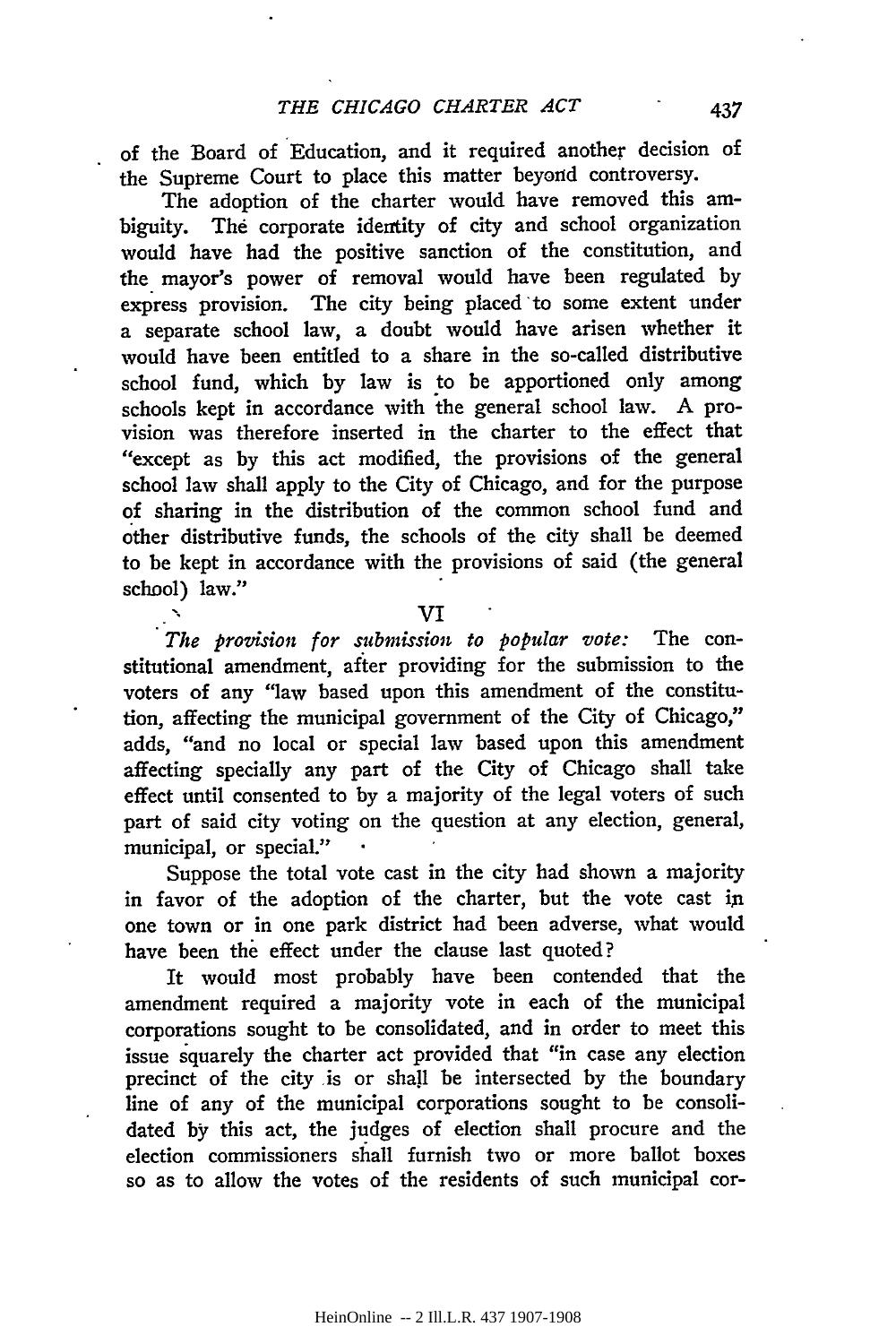of the Board of Education, and it required another decision of the Supreme Court to place this matter beyond controversy.

The adoption of the charter would have removed this ambiguity. The corporate identity of city and school organization would have had the positive sanction of the constitution, and the mayor's power of removal would have been regulated by express provision. The city being placed to some extent under a separate school law, a doubt would have arisen whether it would have been entitled to a share in the so-called distributive school fund, which by law is to be apportioned only among schools kept in accordance with the general school law. A provision was therefore inserted in the charter to the effect that "except as by this act modified, the provisions of the general school law shall apply to the City of Chicago, and for the purpose of sharing in the distribution of the common school fund and other distributive funds, the schools of the city shall be deemed to be kept in accordance with the provisions of said (the general school) law."

## VI

*The provision for submission to popular vote:* The constitutional amendment, after providing for the submission to the voters of any "law based upon this amendment of the constitution, affecting the municipal government of the City of Chicago," adds, "and no local or special law based upon this amendment affecting specially any part of the City of Chicago shall take effect until consented to by a majority of the legal voters of such part of said city voting on the question at any election, general, municipal, or special."

Suppose the total vote cast in the city had shown a majority in favor of the adoption of the charter, but the vote cast in one town or in one park district had been adverse, what would have been the effect under the clause last quoted?

It would most probably have been contended that the amendment required a majority vote in each of the municipal corporations sought to be consolidated, and in order to meet this issue squarely the charter act provided that "in case any election precinct of the city is or shall be intersected by the boundary line of any of the municipal corporations sought to be consolidated by this act, the judges of election shall procure and the election commissioners shall furnish two or more ballot boxes so as to allow the votes of the residents of such municipal cor-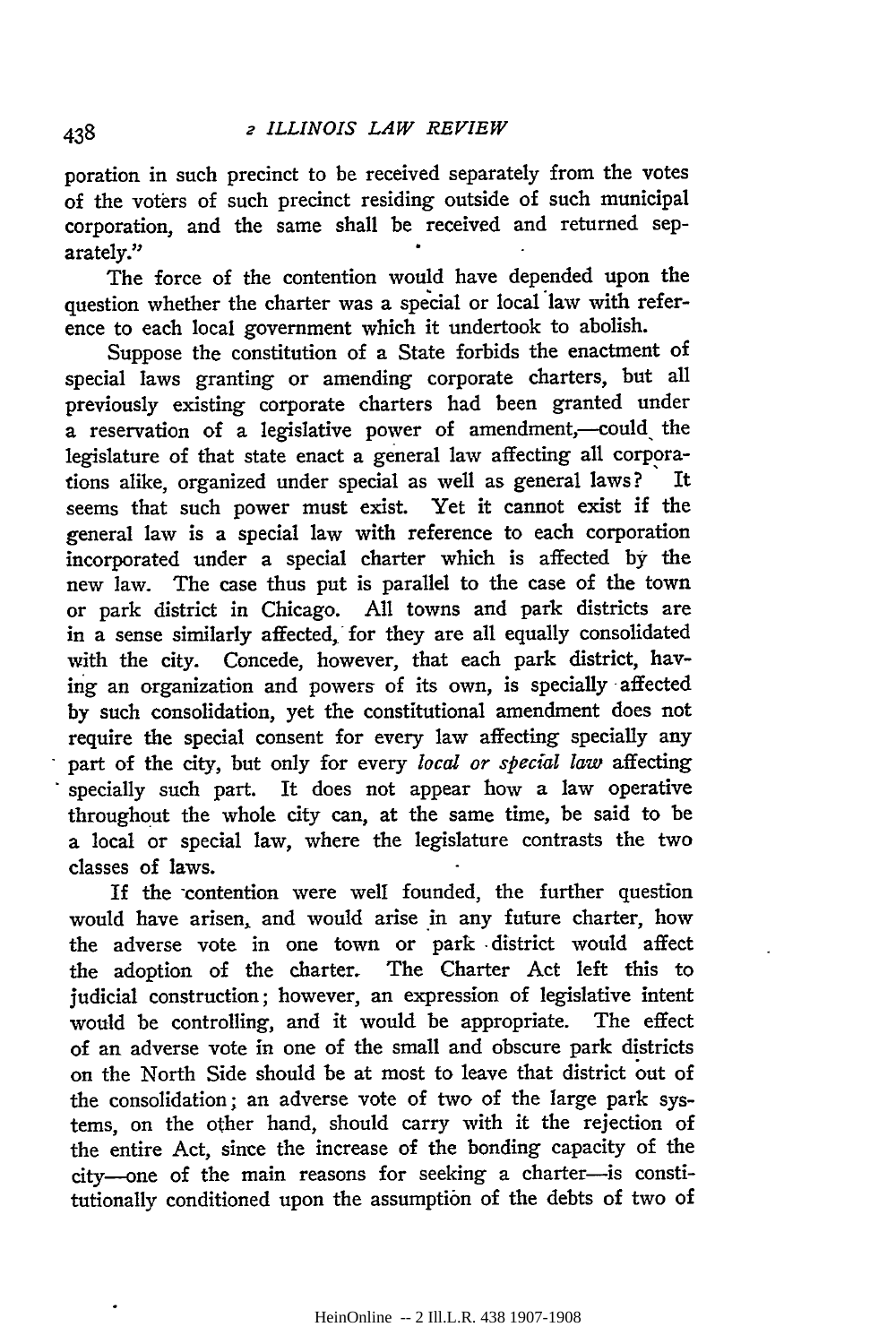poration in such precinct to be received separately from the votes of the voters of such precinct residing outside of such municipal corporation, and the same shall be received and returned separately."

The force of the contention would have depended upon the question whether the charter was a special or local law with reference to each local government which it undertook to abolish.

Suppose the constitution of a State forbids the enactment of special laws granting or amending corporate charters, but all previously existing corporate charters had been granted under a reservation of a legislative power of amendment,—could the legislature of that state enact a general law affecting all corporations alike, organized under special as well as general laws? It seems that such power must exist. Yet it cannot exist if the general law is a special law with reference to each corporation incorporated under a special charter which is affected by the new law. The case thus put is parallel to the case of the town or park district in Chicago. All towns and park districts are in a sense similarly affected, for they are all equally consolidated with the city. Concede, however, that each park district, having an organization and powers of its own, is specially affected by such consolidation, yet the constitutional amendment does not require the special consent for every law affecting specially any part of the city, but only for every *local or special law* affecting specially such part. It does not appear how a law operative throughout the whole city can, at the same time, be said to be a local or special law, where the legislature contrasts the two classes of laws.

If the contention were well founded, the further question would have arisen, and would arise in any future charter, how the adverse vote in one town or park district would affect the adoption of the charter. The Charter Act left this to judicial construction; however, an expression of legislative intent would be controlling, and it would be appropriate. The effect of an adverse vote in one of the small and obscure park districts on the North Side should be at most to leave that district out of the consolidation; an adverse vote of two of the large park systems, on the other hand, should carry with it the rejection of the entire Act, since the increase of the bonding capacity of the city—one of the main reasons for seeking a charter—is constitutionally conditioned upon the assumption of the debts of two of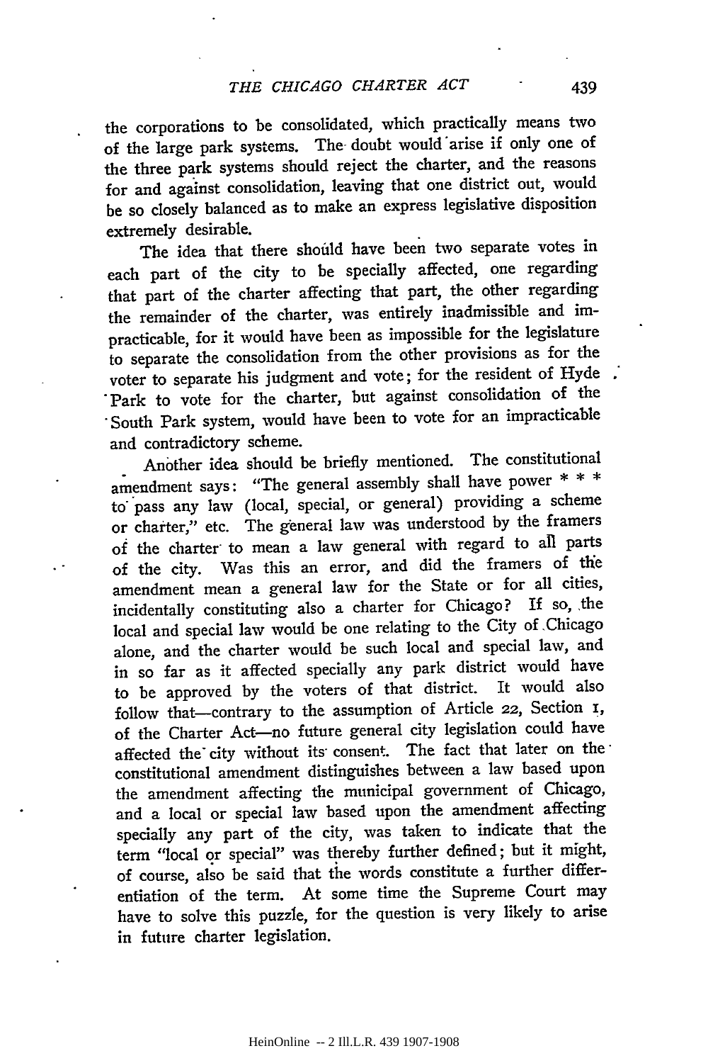the corporations to be consolidated, which practically means two of the large park systems. The doubt would arise if only one of the three park systems should reject the charter, and the reasons for and against consolidation, leaving that one district out, would be so closely balanced as to make an express legislative disposition extremely desirable.

The idea that there should have been two separate votes in each part of the city to be specially affected, one regarding that part of the charter affecting that part, the other regarding the remainder of the charter, was entirely inadmissible and impracticable, for it would have been as impossible for the legislature to separate the consolidation from the other provisions as for the voter to separate his judgment and vote; for the resident of Hyde Park to vote for the charter, but against consolidation of the South Park system, would have been to vote for an impracticable and contradictory scheme.

Another idea should be briefly mentioned. The constitutional amendment says: "The general assembly shall have power * * * to pass any law (local, special, or general) providing a scheme or charter," etc. The general law was understood by the framers of the charter to mean a law general with regard to all parts of the city. Was this an error, and did the framers of the amendment mean a general law for the State or for all cities, incidentally constituting also a charter for Chicago? If so, the local and special law would be one relating to the City of Chicago alone, and the charter would be such local and special law, and in so far as it affected specially any park district would have to be approved by the voters of that district. It would also follow that—contrary to the assumption of Article 22, Section 1, of the Charter Act—no future general city legislation could have affected the city without its consent. The fact that later on the constitutional amendment distinguishes between a law based upon the amendment affecting the municipal government of Chicago, and a local or special law based upon the amendment affecting specially any part of the city, was taken to indicate that the term "local or special" was thereby further defined; but it might, of course, also be said that the words constitute a further differentiation of the term. At some time the Supreme Court may have to solve this puzzle, for the question is very likely to arise in future charter legislation.